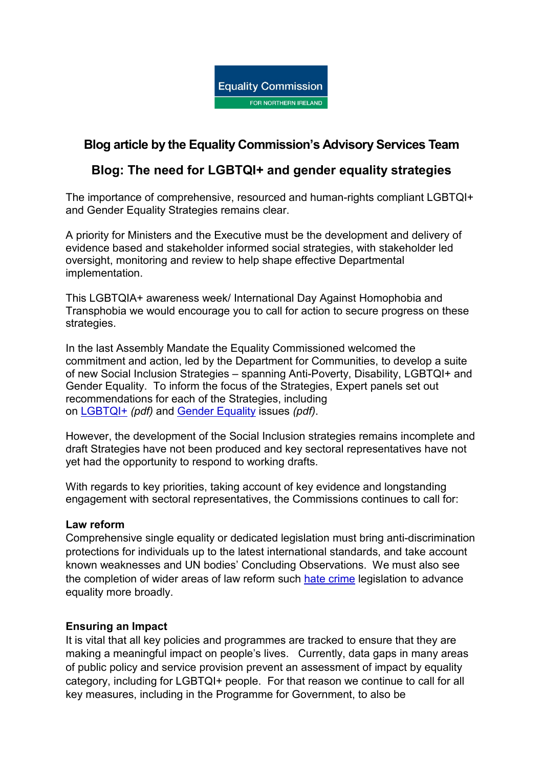Equality Commission FOR NORTHERN IRELAND

## Blog article by the Equality Commission's Advisory Services Team

## Blog: The need for LGBTQI+ and gender equality strategies

The importance of comprehensive, resourced and human-rights compliant LGBTQI+ and Gender Equality Strategies remains clear.

A priority for Ministers and the Executive must be the development and delivery of evidence based and stakeholder informed social strategies, with stakeholder led oversight, monitoring and review to help shape effective Departmental implementation.

This LGBTQIA+ awareness week/ International Day Against Homophobia and Transphobia we would encourage you to call for action to secure progress on these strategies.

In the last Assembly Mandate the Equality Commissioned welcomed the commitment and action, led by the Department for Communities, to develop a suite of new Social Inclusion Strategies – spanning Anti-Poverty, Disability, LGBTQI+ and Gender Equality. To inform the focus of the Strategies, Expert panels set out recommendations for each of the Strategies, including on LGBTQI+ *(pdf)* and Gender Equality issues *(pdf)*.

However, the development of the Social Inclusion strategies remains incomplete and draft Strategies have not been produced and key sectoral representatives have not yet had the opportunity to respond to working drafts.

With regards to key priorities, taking account of key evidence and longstanding engagement with sectoral representatives, the Commissions continues to call for:

**Law reform**
Comprehensive single equality or dedicated legislation must bring anti-discrimination protections for individuals up to the latest international standards, and take account known weaknesses and UN bodies' Concluding Observations. We must also see the completion of wider areas of law reform such hate crime legislation to advance equality more broadly.

**Ensuring an Impact**
It is vital that all key policies and programmes are tracked to ensure that they are making a meaningful impact on people's lives. Currently, data gaps in many areas of public policy and service provision prevent an assessment of impact by equality category, including for LGBTQI+ people. For that reason we continue to call for all key measures, including in the Programme for Government, to also be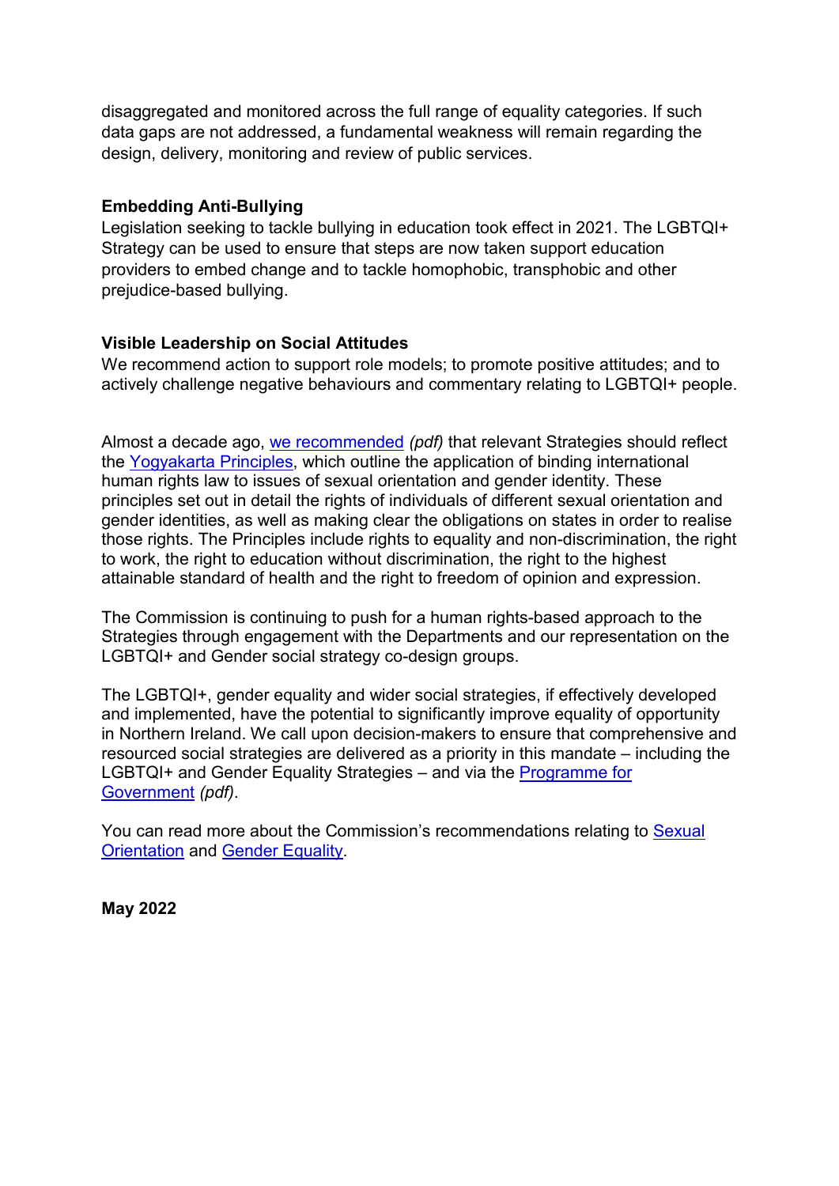disaggregated and monitored across the full range of equality categories. If such data gaps are not addressed, a fundamental weakness will remain regarding the design, delivery, monitoring and review of public services.

**Embedding Anti-Bullying**

Legislation seeking to tackle bullying in education took effect in 2021. The LGBTQI+ Strategy can be used to ensure that steps are now taken support education providers to embed change and to tackle homophobic, transphobic and other prejudice-based bullying.

**Visible Leadership on Social Attitudes**

We recommend action to support role models; to promote positive attitudes; and to actively challenge negative behaviours and commentary relating to LGBTQI+ people.

Almost a decade ago, we recommended *(pdf)* that relevant Strategies should reflect the Yogyakarta Principles, which outline the application of binding international human rights law to issues of sexual orientation and gender identity. These principles set out in detail the rights of individuals of different sexual orientation and gender identities, as well as making clear the obligations on states in order to realise those rights. The Principles include rights to equality and non-discrimination, the right to work, the right to education without discrimination, the right to the highest attainable standard of health and the right to freedom of opinion and expression.

The Commission is continuing to push for a human rights-based approach to the Strategies through engagement with the Departments and our representation on the LGBTQI+ and Gender social strategy co-design groups.

The LGBTQI+, gender equality and wider social strategies, if effectively developed and implemented, have the potential to significantly improve equality of opportunity in Northern Ireland. We call upon decision-makers to ensure that comprehensive and resourced social strategies are delivered as a priority in this mandate – including the LGBTQI+ and Gender Equality Strategies – and via the Programme for Government *(pdf)*.

You can read more about the Commission's recommendations relating to Sexual Orientation and Gender Equality.

**May 2022**